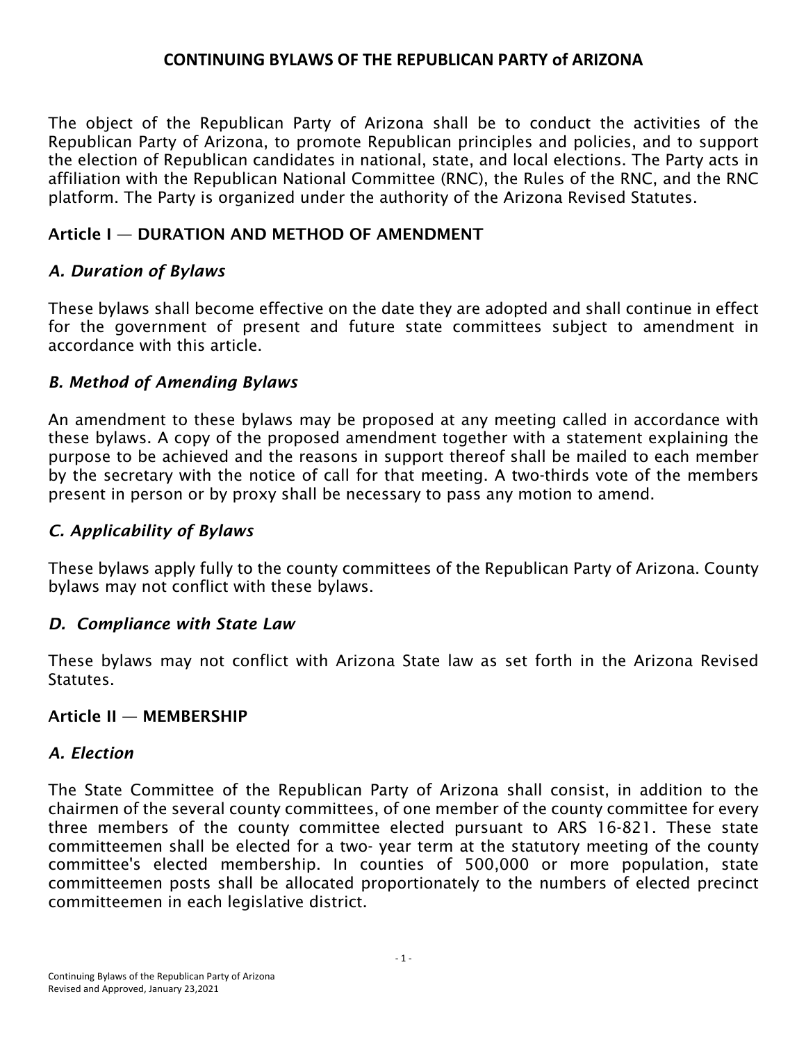# CONTINUING BYLAWS OF THE REPUBLICAN PARTY of ARIZONA

The object of the Republican Party of Arizona shall be to conduct the activities of the Republican Party of Arizona, to promote Republican principles and policies, and to support the election of Republican candidates in national, state, and local elections. The Party acts in affiliation with the Republican National Committee (RNC), the Rules of the RNC, and the RNC platform. The Party is organized under the authority of the Arizona Revised Statutes.

## Article I — DURATION AND METHOD OF AMENDMENT

### *A. Duration of Bylaws*

These bylaws shall become effective on the date they are adopted and shall continue in effect for the government of present and future state committees subject to amendment in accordance with this article.

### *B. Method of Amending Bylaws*

An amendment to these bylaws may be proposed at any meeting called in accordance with these bylaws. A copy of the proposed amendment together with a statement explaining the purpose to be achieved and the reasons in support thereof shall be mailed to each member by the secretary with the notice of call for that meeting. A two-thirds vote of the members present in person or by proxy shall be necessary to pass any motion to amend.

### *C. Applicability of Bylaws*

These bylaws apply fully to the county committees of the Republican Party of Arizona. County bylaws may not conflict with these bylaws.

### *D. Compliance with State Law*

These bylaws may not conflict with Arizona State law as set forth in the Arizona Revised Statutes.

## Article II — MEMBERSHIP

### *A. Election*

The State Committee of the Republican Party of Arizona shall consist, in addition to the chairmen of the several county committees, of one member of the county committee for every three members of the county committee elected pursuant to ARS 16-821. These state committeemen shall be elected for a two- year term at the statutory meeting of the county committee's elected membership. In counties of 500,000 or more population, state committeemen posts shall be allocated proportionately to the numbers of elected precinct committeemen in each legislative district.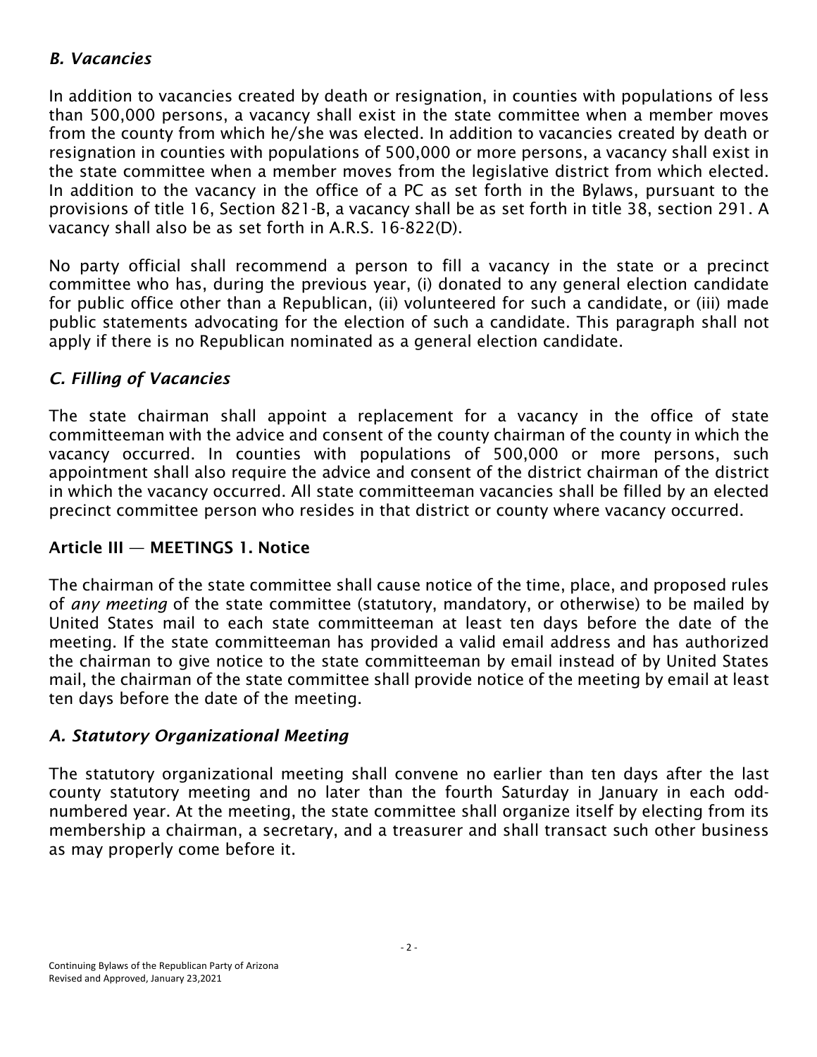### *B. Vacancies*

In addition to vacancies created by death or resignation, in counties with populations of less than 500,000 persons, a vacancy shall exist in the state committee when a member moves from the county from which he/she was elected. In addition to vacancies created by death or resignation in counties with populations of 500,000 or more persons, a vacancy shall exist in the state committee when a member moves from the legislative district from which elected. In addition to the vacancy in the office of a PC as set forth in the Bylaws, pursuant to the provisions of title 16, Section 821-B, a vacancy shall be as set forth in title 38, section 291. A vacancy shall also be as set forth in A.R.S. 16-822(D).

No party official shall recommend a person to fill a vacancy in the state or a precinct committee who has, during the previous year, (i) donated to any general election candidate for public office other than a Republican, (ii) volunteered for such a candidate, or (iii) made public statements advocating for the election of such a candidate. This paragraph shall not apply if there is no Republican nominated as a general election candidate.

### *C. Filling of Vacancies*

The state chairman shall appoint a replacement for a vacancy in the office of state committeeman with the advice and consent of the county chairman of the county in which the vacancy occurred. In counties with populations of 500,000 or more persons, such appointment shall also require the advice and consent of the district chairman of the district in which the vacancy occurred. All state committeeman vacancies shall be filled by an elected precinct committee person who resides in that district or county where vacancy occurred.

## Article III — MEETINGS 1. Notice

The chairman of the state committee shall cause notice of the time, place, and proposed rules of *any meeting* of the state committee (statutory, mandatory, or otherwise) to be mailed by United States mail to each state committeeman at least ten days before the date of the meeting. If the state committeeman has provided a valid email address and has authorized the chairman to give notice to the state committeeman by email instead of by United States mail, the chairman of the state committee shall provide notice of the meeting by email at least ten days before the date of the meeting.

### *A. Statutory Organizational Meeting*

The statutory organizational meeting shall convene no earlier than ten days after the last county statutory meeting and no later than the fourth Saturday in January in each odd-numbered year. At the meeting, the state committee shall organize itself by electing from its membership a chairman, a secretary, and a treasurer and shall transact such other business as may properly come before it.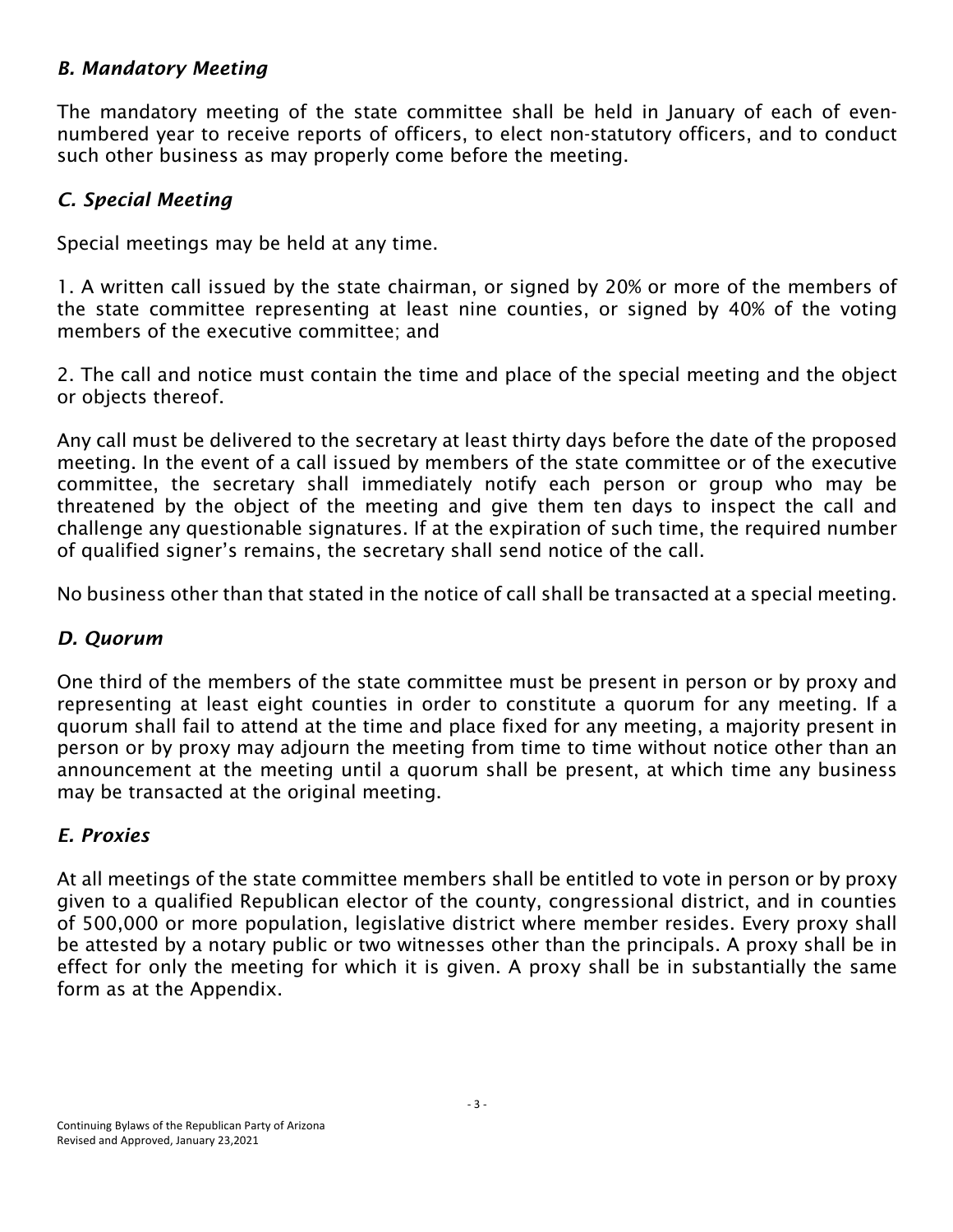### *B. Mandatory Meeting*

The mandatory meeting of the state committee shall be held in January of each of even-numbered year to receive reports of officers, to elect non-statutory officers, and to conduct such other business as may properly come before the meeting.

### *C. Special Meeting*

Special meetings may be held at any time.

1. A written call issued by the state chairman, or signed by 20% or more of the members of the state committee representing at least nine counties, or signed by 40% of the voting members of the executive committee; and

2. The call and notice must contain the time and place of the special meeting and the object or objects thereof.

Any call must be delivered to the secretary at least thirty days before the date of the proposed meeting. In the event of a call issued by members of the state committee or of the executive committee, the secretary shall immediately notify each person or group who may be threatened by the object of the meeting and give them ten days to inspect the call and challenge any questionable signatures. If at the expiration of such time, the required number of qualified signer's remains, the secretary shall send notice of the call.

No business other than that stated in the notice of call shall be transacted at a special meeting.

### *D. Quorum*

One third of the members of the state committee must be present in person or by proxy and representing at least eight counties in order to constitute a quorum for any meeting. If a quorum shall fail to attend at the time and place fixed for any meeting, a majority present in person or by proxy may adjourn the meeting from time to time without notice other than an announcement at the meeting until a quorum shall be present, at which time any business may be transacted at the original meeting.

### *E. Proxies*

At all meetings of the state committee members shall be entitled to vote in person or by proxy given to a qualified Republican elector of the county, congressional district, and in counties of 500,000 or more population, legislative district where member resides. Every proxy shall be attested by a notary public or two witnesses other than the principals. A proxy shall be in effect for only the meeting for which it is given. A proxy shall be in substantially the same form as at the Appendix.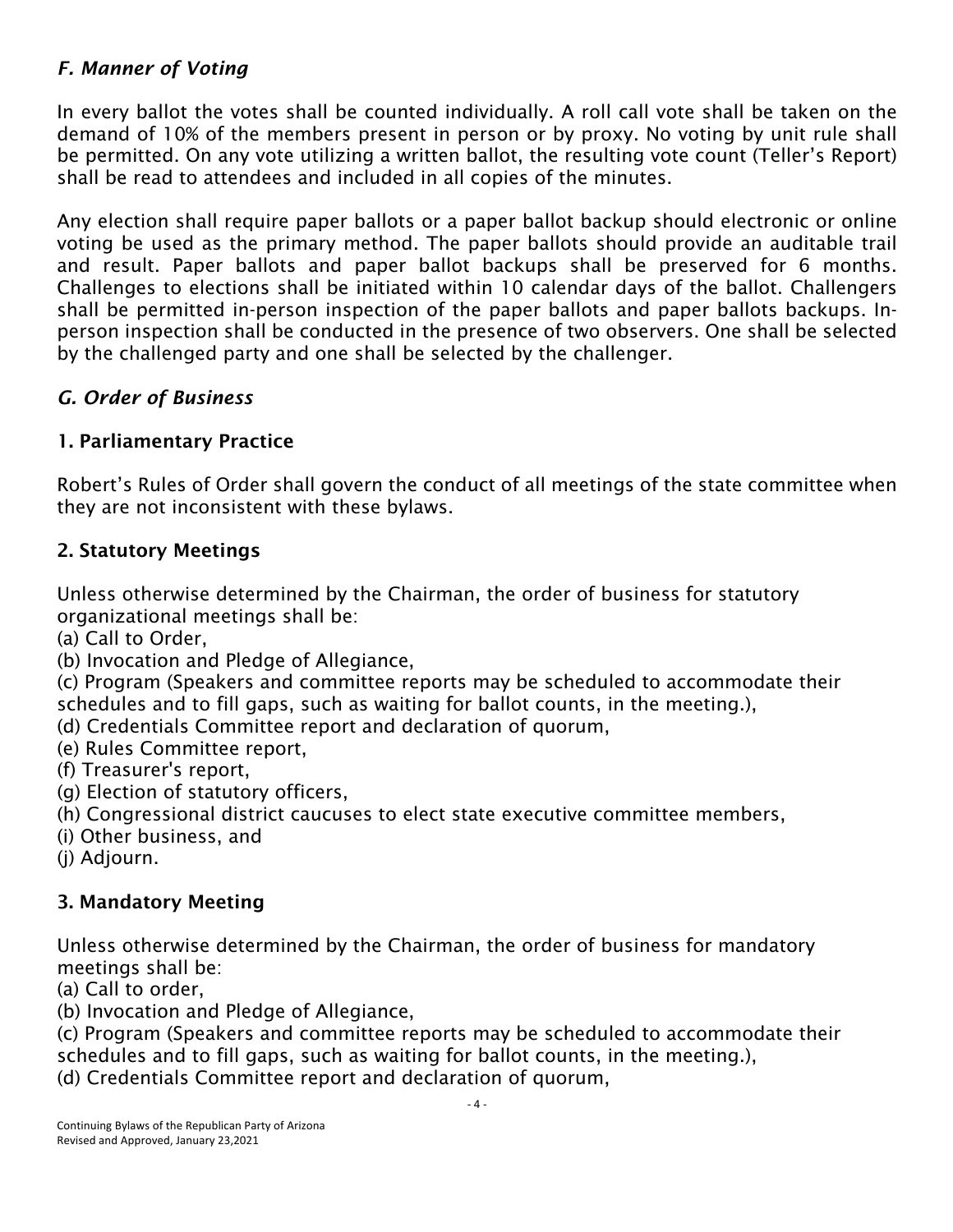### *F. Manner of Voting*

In every ballot the votes shall be counted individually. A roll call vote shall be taken on the demand of 10% of the members present in person or by proxy. No voting by unit rule shall be permitted. On any vote utilizing a written ballot, the resulting vote count (Teller's Report) shall be read to attendees and included in all copies of the minutes.

Any election shall require paper ballots or a paper ballot backup should electronic or online voting be used as the primary method. The paper ballots should provide an auditable trail and result. Paper ballots and paper ballot backups shall be preserved for 6 months. Challenges to elections shall be initiated within 10 calendar days of the ballot. Challengers shall be permitted in-person inspection of the paper ballots and paper ballots backups. In-person inspection shall be conducted in the presence of two observers. One shall be selected by the challenged party and one shall be selected by the challenger.

### *G. Order of Business*

#### 1. Parliamentary Practice

Robert's Rules of Order shall govern the conduct of all meetings of the state committee when they are not inconsistent with these bylaws.

#### 2. Statutory Meetings

Unless otherwise determined by the Chairman, the order of business for statutory organizational meetings shall be:
(a) Call to Order,
(b) Invocation and Pledge of Allegiance,
(c) Program (Speakers and committee reports may be scheduled to accommodate their schedules and to fill gaps, such as waiting for ballot counts, in the meeting.),
(d) Credentials Committee report and declaration of quorum,
(e) Rules Committee report,
(f) Treasurer's report,
(g) Election of statutory officers,
(h) Congressional district caucuses to elect state executive committee members,
(i) Other business, and
(j) Adjourn.

#### 3. Mandatory Meeting

Unless otherwise determined by the Chairman, the order of business for mandatory meetings shall be:
(a) Call to order,
(b) Invocation and Pledge of Allegiance,
(c) Program (Speakers and committee reports may be scheduled to accommodate their schedules and to fill gaps, such as waiting for ballot counts, in the meeting.),
(d) Credentials Committee report and declaration of quorum,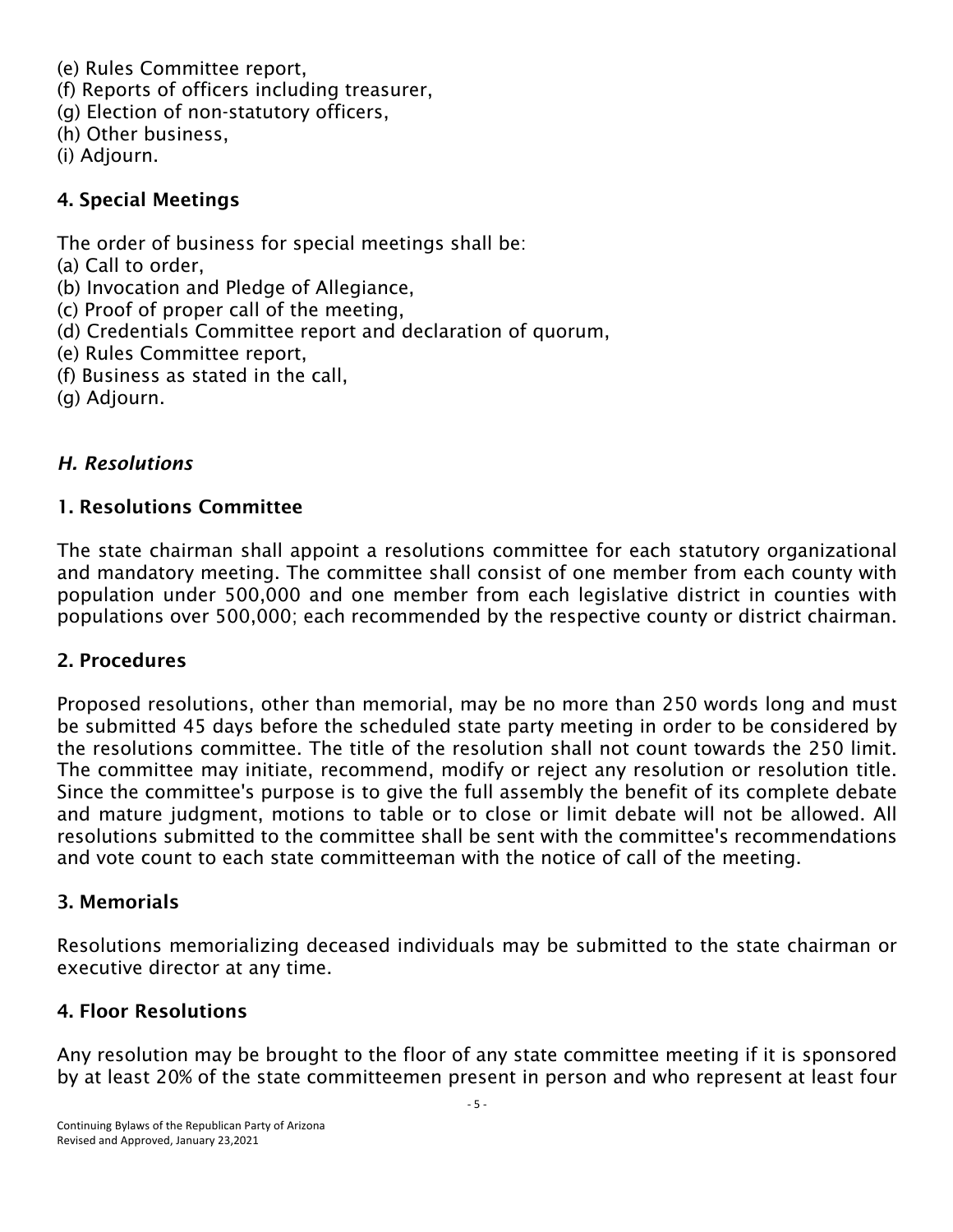(e) Rules Committee report,
(f) Reports of officers including treasurer,
(g) Election of non-statutory officers,
(h) Other business,
(i) Adjourn.

### 4. Special Meetings

The order of business for special meetings shall be:
(a) Call to order,
(b) Invocation and Pledge of Allegiance,
(c) Proof of proper call of the meeting,
(d) Credentials Committee report and declaration of quorum,
(e) Rules Committee report,
(f) Business as stated in the call,
(g) Adjourn.

## *H. Resolutions*

### 1. Resolutions Committee

The state chairman shall appoint a resolutions committee for each statutory organizational and mandatory meeting. The committee shall consist of one member from each county with population under 500,000 and one member from each legislative district in counties with populations over 500,000; each recommended by the respective county or district chairman.

### 2. Procedures

Proposed resolutions, other than memorial, may be no more than 250 words long and must be submitted 45 days before the scheduled state party meeting in order to be considered by the resolutions committee. The title of the resolution shall not count towards the 250 limit. The committee may initiate, recommend, modify or reject any resolution or resolution title. Since the committee's purpose is to give the full assembly the benefit of its complete debate and mature judgment, motions to table or to close or limit debate will not be allowed. All resolutions submitted to the committee shall be sent with the committee's recommendations and vote count to each state committeeman with the notice of call of the meeting.

### 3. Memorials

Resolutions memorializing deceased individuals may be submitted to the state chairman or executive director at any time.

### 4. Floor Resolutions

Any resolution may be brought to the floor of any state committee meeting if it is sponsored by at least 20% of the state committeemen present in person and who represent at least four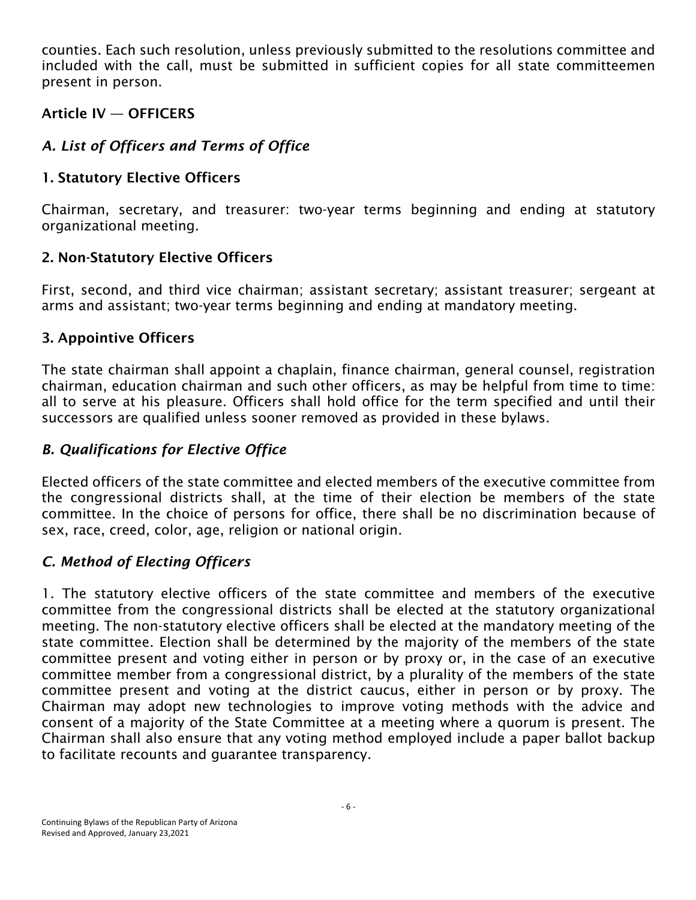counties. Each such resolution, unless previously submitted to the resolutions committee and included with the call, must be submitted in sufficient copies for all state committeemen present in person.

## Article IV — OFFICERS

### *A. List of Officers and Terms of Office*

#### 1. Statutory Elective Officers

Chairman, secretary, and treasurer: two-year terms beginning and ending at statutory organizational meeting.

#### 2. Non-Statutory Elective Officers

First, second, and third vice chairman; assistant secretary; assistant treasurer; sergeant at arms and assistant; two-year terms beginning and ending at mandatory meeting.

#### 3. Appointive Officers

The state chairman shall appoint a chaplain, finance chairman, general counsel, registration chairman, education chairman and such other officers, as may be helpful from time to time: all to serve at his pleasure. Officers shall hold office for the term specified and until their successors are qualified unless sooner removed as provided in these bylaws.

### *B. Qualifications for Elective Office*

Elected officers of the state committee and elected members of the executive committee from the congressional districts shall, at the time of their election be members of the state committee. In the choice of persons for office, there shall be no discrimination because of sex, race, creed, color, age, religion or national origin.

### *C. Method of Electing Officers*

1. The statutory elective officers of the state committee and members of the executive committee from the congressional districts shall be elected at the statutory organizational meeting. The non-statutory elective officers shall be elected at the mandatory meeting of the state committee. Election shall be determined by the majority of the members of the state committee present and voting either in person or by proxy or, in the case of an executive committee member from a congressional district, by a plurality of the members of the state committee present and voting at the district caucus, either in person or by proxy. The Chairman may adopt new technologies to improve voting methods with the advice and consent of a majority of the State Committee at a meeting where a quorum is present. The Chairman shall also ensure that any voting method employed include a paper ballot backup to facilitate recounts and guarantee transparency.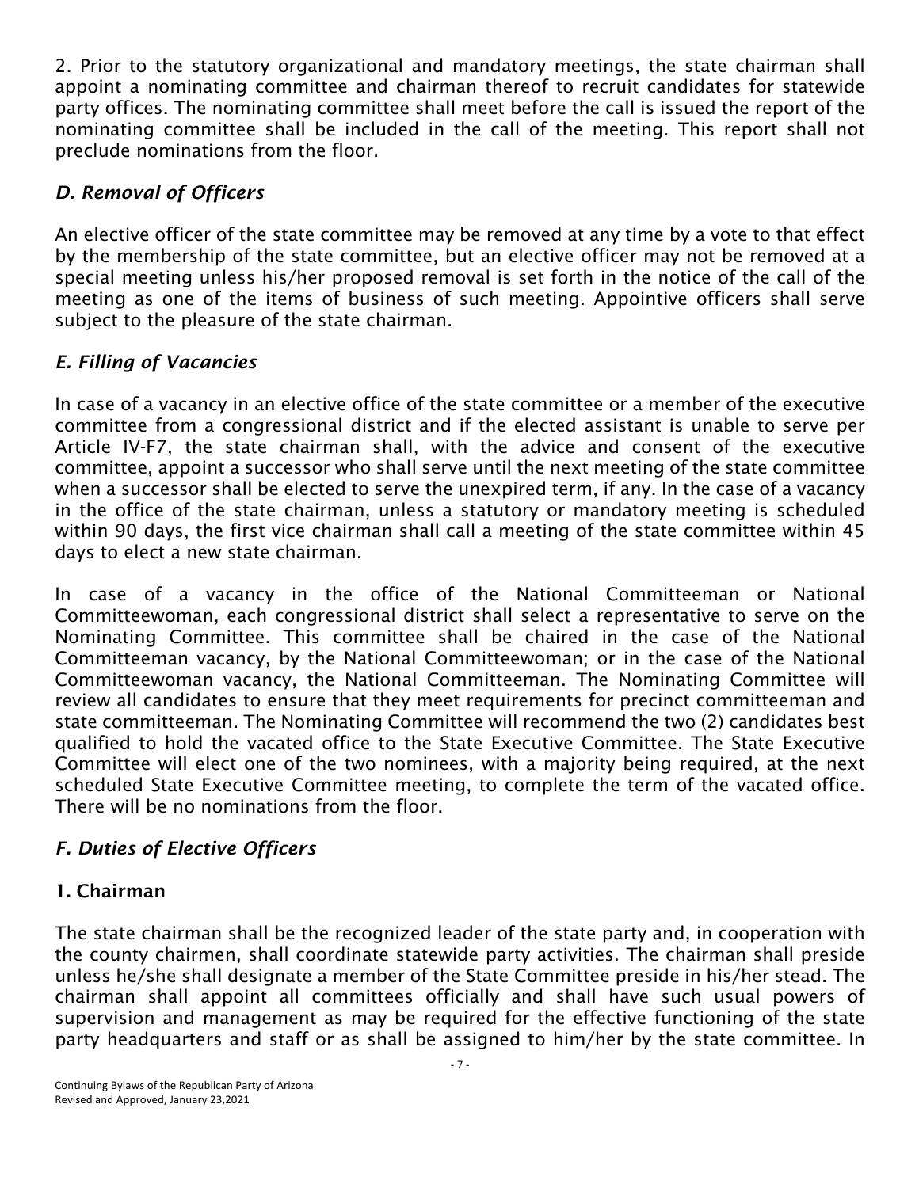2. Prior to the statutory organizational and mandatory meetings, the state chairman shall appoint a nominating committee and chairman thereof to recruit candidates for statewide party offices. The nominating committee shall meet before the call is issued the report of the nominating committee shall be included in the call of the meeting. This report shall not preclude nominations from the floor.

### *D. Removal of Officers*

An elective officer of the state committee may be removed at any time by a vote to that effect by the membership of the state committee, but an elective officer may not be removed at a special meeting unless his/her proposed removal is set forth in the notice of the call of the meeting as one of the items of business of such meeting. Appointive officers shall serve subject to the pleasure of the state chairman.

### *E. Filling of Vacancies*

In case of a vacancy in an elective office of the state committee or a member of the executive committee from a congressional district and if the elected assistant is unable to serve per Article IV-F7, the state chairman shall, with the advice and consent of the executive committee, appoint a successor who shall serve until the next meeting of the state committee when a successor shall be elected to serve the unexpired term, if any. In the case of a vacancy in the office of the state chairman, unless a statutory or mandatory meeting is scheduled within 90 days, the first vice chairman shall call a meeting of the state committee within 45 days to elect a new state chairman.

In case of a vacancy in the office of the National Committeeman or National Committeewoman, each congressional district shall select a representative to serve on the Nominating Committee. This committee shall be chaired in the case of the National Committeeman vacancy, by the National Committeewoman; or in the case of the National Committeewoman vacancy, the National Committeeman. The Nominating Committee will review all candidates to ensure that they meet requirements for precinct committeeman and state committeeman. The Nominating Committee will recommend the two (2) candidates best qualified to hold the vacated office to the State Executive Committee. The State Executive Committee will elect one of the two nominees, with a majority being required, at the next scheduled State Executive Committee meeting, to complete the term of the vacated office. There will be no nominations from the floor.

### *F. Duties of Elective Officers*

#### 1. Chairman

The state chairman shall be the recognized leader of the state party and, in cooperation with the county chairmen, shall coordinate statewide party activities. The chairman shall preside unless he/she shall designate a member of the State Committee preside in his/her stead. The chairman shall appoint all committees officially and shall have such usual powers of supervision and management as may be required for the effective functioning of the state party headquarters and staff or as shall be assigned to him/her by the state committee. In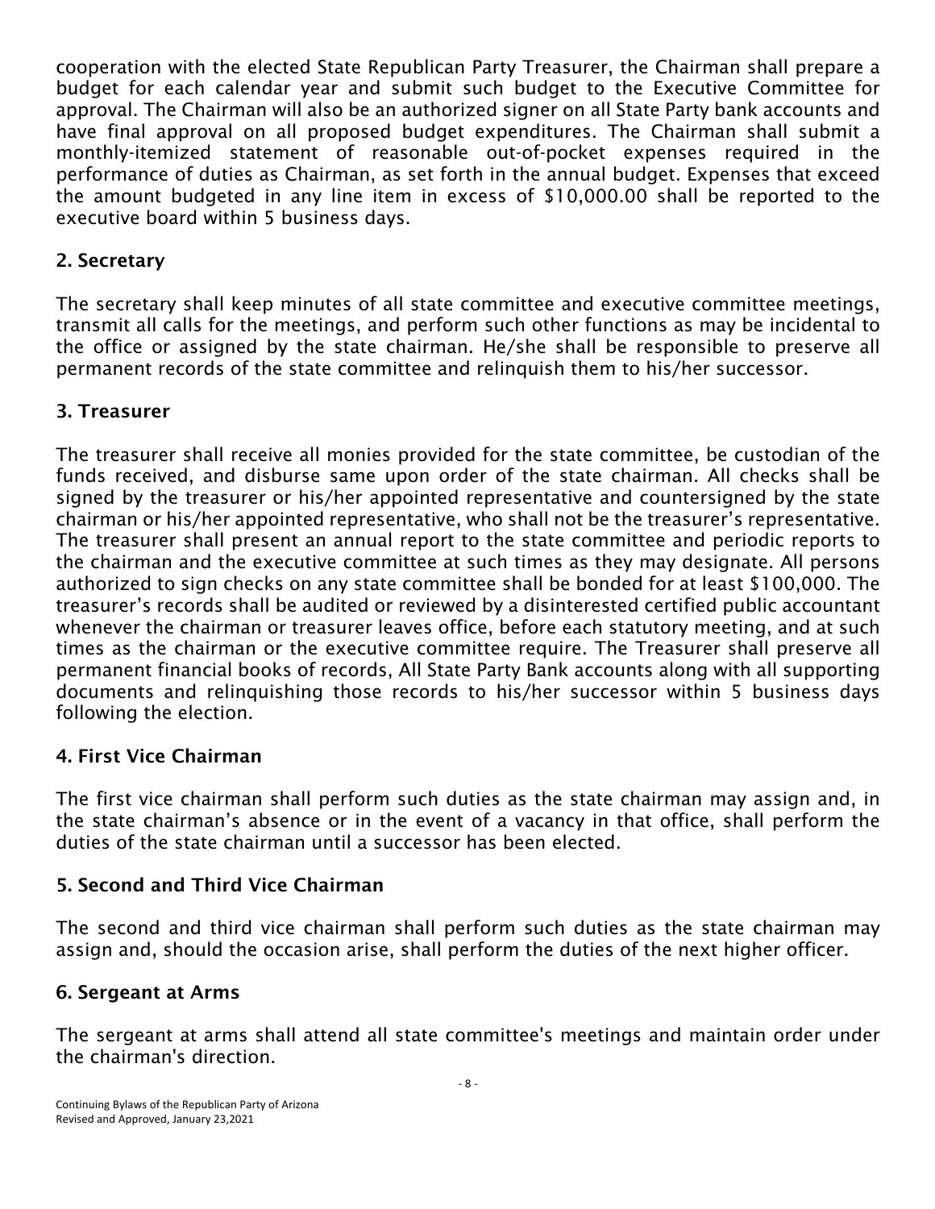cooperation with the elected State Republican Party Treasurer, the Chairman shall prepare a budget for each calendar year and submit such budget to the Executive Committee for approval. The Chairman will also be an authorized signer on all State Party bank accounts and have final approval on all proposed budget expenditures. The Chairman shall submit a monthly-itemized statement of reasonable out-of-pocket expenses required in the performance of duties as Chairman, as set forth in the annual budget. Expenses that exceed the amount budgeted in any line item in excess of $10,000.00 shall be reported to the executive board within 5 business days.

### 2. Secretary

The secretary shall keep minutes of all state committee and executive committee meetings, transmit all calls for the meetings, and perform such other functions as may be incidental to the office or assigned by the state chairman. He/she shall be responsible to preserve all permanent records of the state committee and relinquish them to his/her successor.

### 3. Treasurer

The treasurer shall receive all monies provided for the state committee, be custodian of the funds received, and disburse same upon order of the state chairman. All checks shall be signed by the treasurer or his/her appointed representative and countersigned by the state chairman or his/her appointed representative, who shall not be the treasurer's representative. The treasurer shall present an annual report to the state committee and periodic reports to the chairman and the executive committee at such times as they may designate. All persons authorized to sign checks on any state committee shall be bonded for at least $100,000. The treasurer's records shall be audited or reviewed by a disinterested certified public accountant whenever the chairman or treasurer leaves office, before each statutory meeting, and at such times as the chairman or the executive committee require. The Treasurer shall preserve all permanent financial books of records, All State Party Bank accounts along with all supporting documents and relinquishing those records to his/her successor within 5 business days following the election.

### 4. First Vice Chairman

The first vice chairman shall perform such duties as the state chairman may assign and, in the state chairman's absence or in the event of a vacancy in that office, shall perform the duties of the state chairman until a successor has been elected.

### 5. Second and Third Vice Chairman

The second and third vice chairman shall perform such duties as the state chairman may assign and, should the occasion arise, shall perform the duties of the next higher officer.

### 6. Sergeant at Arms

The sergeant at arms shall attend all state committee's meetings and maintain order under the chairman's direction.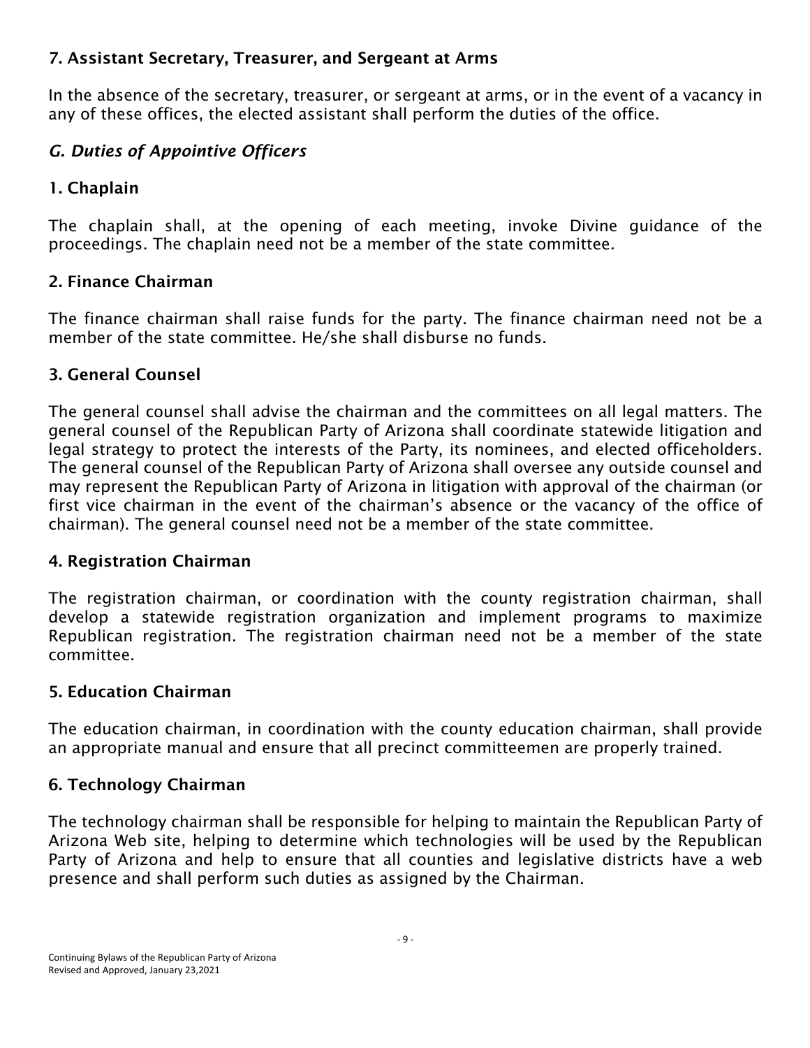### 7. Assistant Secretary, Treasurer, and Sergeant at Arms

In the absence of the secretary, treasurer, or sergeant at arms, or in the event of a vacancy in any of these offices, the elected assistant shall perform the duties of the office.

## *G. Duties of Appointive Officers*

### 1. Chaplain

The chaplain shall, at the opening of each meeting, invoke Divine guidance of the proceedings. The chaplain need not be a member of the state committee.

### 2. Finance Chairman

The finance chairman shall raise funds for the party. The finance chairman need not be a member of the state committee. He/she shall disburse no funds.

### 3. General Counsel

The general counsel shall advise the chairman and the committees on all legal matters. The general counsel of the Republican Party of Arizona shall coordinate statewide litigation and legal strategy to protect the interests of the Party, its nominees, and elected officeholders. The general counsel of the Republican Party of Arizona shall oversee any outside counsel and may represent the Republican Party of Arizona in litigation with approval of the chairman (or first vice chairman in the event of the chairman's absence or the vacancy of the office of chairman). The general counsel need not be a member of the state committee.

### 4. Registration Chairman

The registration chairman, or coordination with the county registration chairman, shall develop a statewide registration organization and implement programs to maximize Republican registration. The registration chairman need not be a member of the state committee.

### 5. Education Chairman

The education chairman, in coordination with the county education chairman, shall provide an appropriate manual and ensure that all precinct committeemen are properly trained.

### 6. Technology Chairman

The technology chairman shall be responsible for helping to maintain the Republican Party of Arizona Web site, helping to determine which technologies will be used by the Republican Party of Arizona and help to ensure that all counties and legislative districts have a web presence and shall perform such duties as assigned by the Chairman.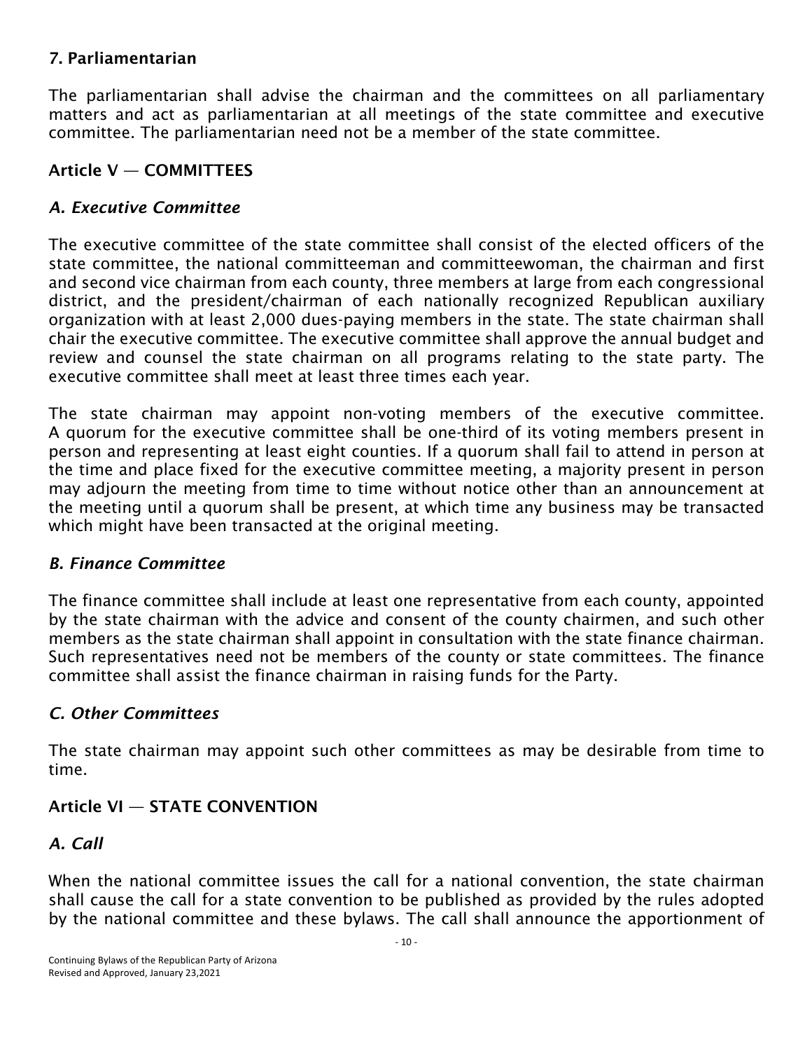### 7. Parliamentarian

The parliamentarian shall advise the chairman and the committees on all parliamentary matters and act as parliamentarian at all meetings of the state committee and executive committee. The parliamentarian need not be a member of the state committee.

## Article V — COMMITTEES

### *A. Executive Committee*

The executive committee of the state committee shall consist of the elected officers of the state committee, the national committeeman and committeewoman, the chairman and first and second vice chairman from each county, three members at large from each congressional district, and the president/chairman of each nationally recognized Republican auxiliary organization with at least 2,000 dues-paying members in the state. The state chairman shall chair the executive committee. The executive committee shall approve the annual budget and review and counsel the state chairman on all programs relating to the state party. The executive committee shall meet at least three times each year.

The state chairman may appoint non-voting members of the executive committee. A quorum for the executive committee shall be one-third of its voting members present in person and representing at least eight counties. If a quorum shall fail to attend in person at the time and place fixed for the executive committee meeting, a majority present in person may adjourn the meeting from time to time without notice other than an announcement at the meeting until a quorum shall be present, at which time any business may be transacted which might have been transacted at the original meeting.

### *B. Finance Committee*

The finance committee shall include at least one representative from each county, appointed by the state chairman with the advice and consent of the county chairmen, and such other members as the state chairman shall appoint in consultation with the state finance chairman. Such representatives need not be members of the county or state committees. The finance committee shall assist the finance chairman in raising funds for the Party.

### *C. Other Committees*

The state chairman may appoint such other committees as may be desirable from time to time.

## Article VI — STATE CONVENTION

### *A. Call*

When the national committee issues the call for a national convention, the state chairman shall cause the call for a state convention to be published as provided by the rules adopted by the national committee and these bylaws. The call shall announce the apportionment of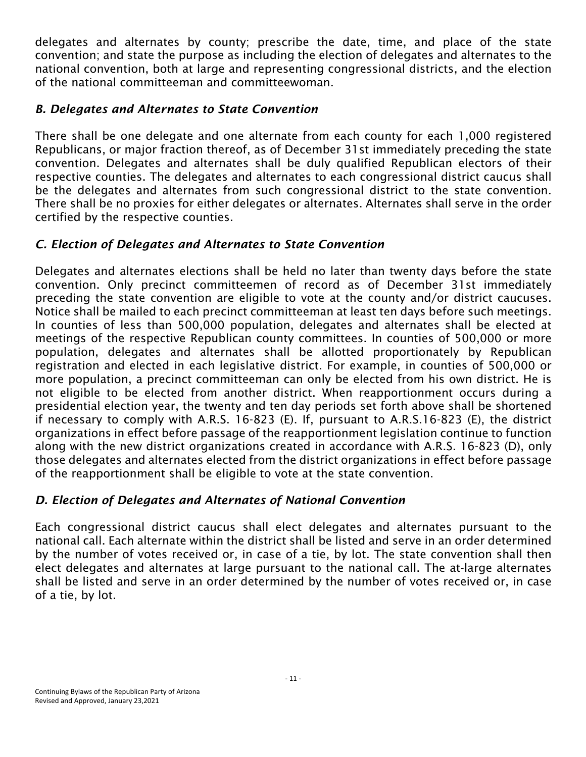delegates and alternates by county; prescribe the date, time, and place of the state convention; and state the purpose as including the election of delegates and alternates to the national convention, both at large and representing congressional districts, and the election of the national committeeman and committeewoman.

### *B. Delegates and Alternates to State Convention*

There shall be one delegate and one alternate from each county for each 1,000 registered Republicans, or major fraction thereof, as of December 31st immediately preceding the state convention. Delegates and alternates shall be duly qualified Republican electors of their respective counties. The delegates and alternates to each congressional district caucus shall be the delegates and alternates from such congressional district to the state convention. There shall be no proxies for either delegates or alternates. Alternates shall serve in the order certified by the respective counties.

### *C. Election of Delegates and Alternates to State Convention*

Delegates and alternates elections shall be held no later than twenty days before the state convention. Only precinct committeemen of record as of December 31st immediately preceding the state convention are eligible to vote at the county and/or district caucuses. Notice shall be mailed to each precinct committeeman at least ten days before such meetings. In counties of less than 500,000 population, delegates and alternates shall be elected at meetings of the respective Republican county committees. In counties of 500,000 or more population, delegates and alternates shall be allotted proportionately by Republican registration and elected in each legislative district. For example, in counties of 500,000 or more population, a precinct committeeman can only be elected from his own district. He is not eligible to be elected from another district. When reapportionment occurs during a presidential election year, the twenty and ten day periods set forth above shall be shortened if necessary to comply with A.R.S. 16-823 (E). If, pursuant to A.R.S.16-823 (E), the district organizations in effect before passage of the reapportionment legislation continue to function along with the new district organizations created in accordance with A.R.S. 16-823 (D), only those delegates and alternates elected from the district organizations in effect before passage of the reapportionment shall be eligible to vote at the state convention.

### *D. Election of Delegates and Alternates of National Convention*

Each congressional district caucus shall elect delegates and alternates pursuant to the national call. Each alternate within the district shall be listed and serve in an order determined by the number of votes received or, in case of a tie, by lot. The state convention shall then elect delegates and alternates at large pursuant to the national call. The at-large alternates shall be listed and serve in an order determined by the number of votes received or, in case of a tie, by lot.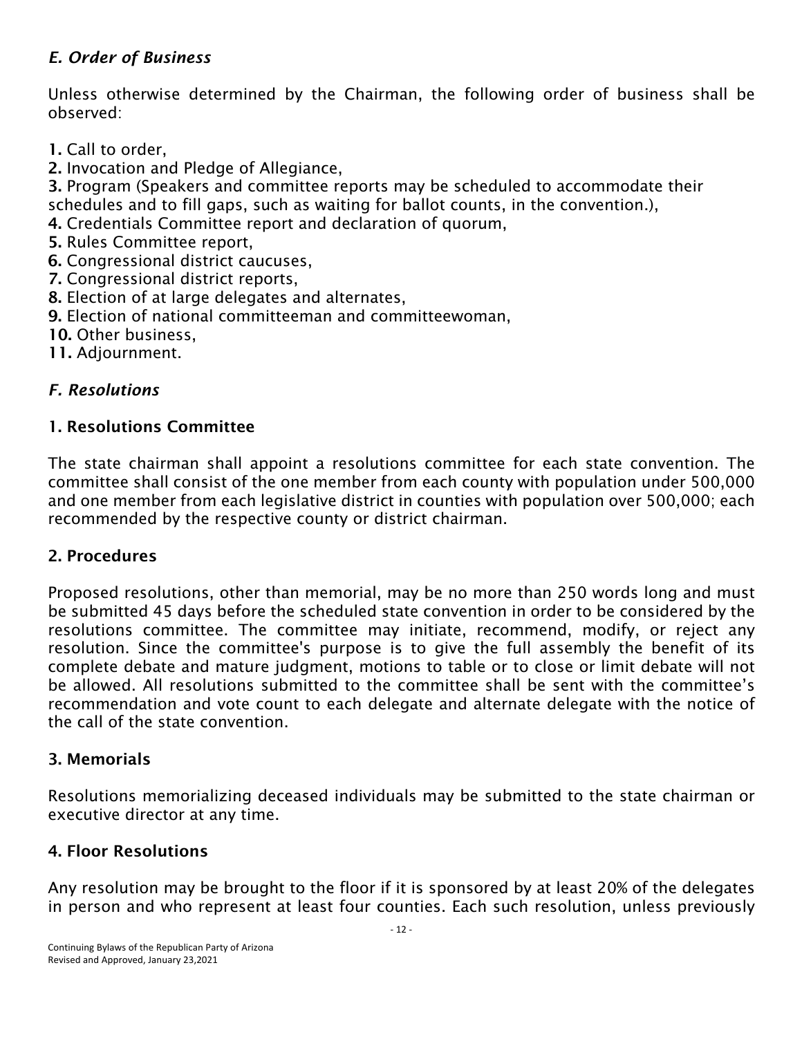### *E. Order of Business*

Unless otherwise determined by the Chairman, the following order of business shall be observed:

**1.** Call to order,
**2.** Invocation and Pledge of Allegiance,
**3.** Program (Speakers and committee reports may be scheduled to accommodate their schedules and to fill gaps, such as waiting for ballot counts, in the convention.),
**4.** Credentials Committee report and declaration of quorum,
**5.** Rules Committee report,
**6.** Congressional district caucuses,
**7.** Congressional district reports,
**8.** Election of at large delegates and alternates,
**9.** Election of national committeeman and committeewoman,
**10.** Other business,
**11.** Adjournment.

### *F. Resolutions*

#### 1. Resolutions Committee

The state chairman shall appoint a resolutions committee for each state convention. The committee shall consist of the one member from each county with population under 500,000 and one member from each legislative district in counties with population over 500,000; each recommended by the respective county or district chairman.

#### 2. Procedures

Proposed resolutions, other than memorial, may be no more than 250 words long and must be submitted 45 days before the scheduled state convention in order to be considered by the resolutions committee. The committee may initiate, recommend, modify, or reject any resolution. Since the committee's purpose is to give the full assembly the benefit of its complete debate and mature judgment, motions to table or to close or limit debate will not be allowed. All resolutions submitted to the committee shall be sent with the committee's recommendation and vote count to each delegate and alternate delegate with the notice of the call of the state convention.

#### 3. Memorials

Resolutions memorializing deceased individuals may be submitted to the state chairman or executive director at any time.

#### 4. Floor Resolutions

Any resolution may be brought to the floor if it is sponsored by at least 20% of the delegates in person and who represent at least four counties. Each such resolution, unless previously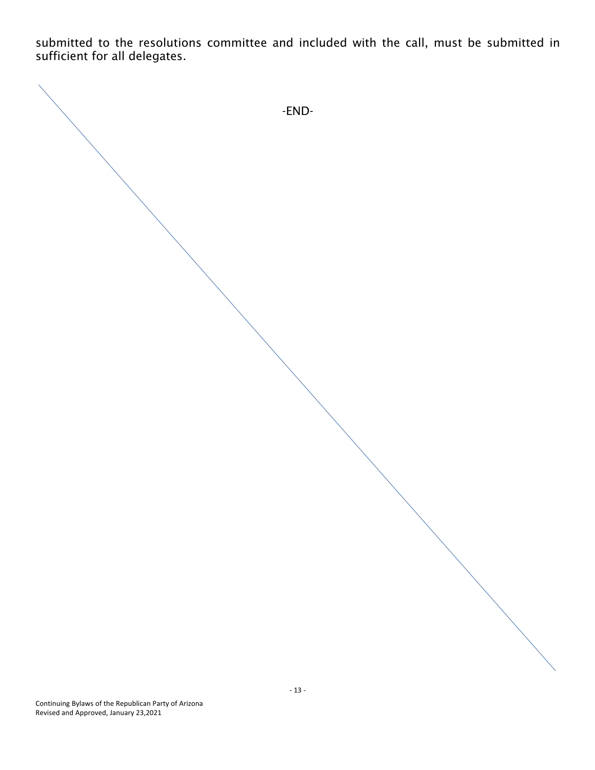submitted to the resolutions committee and included with the call, must be submitted in sufficient for all delegates.

-END-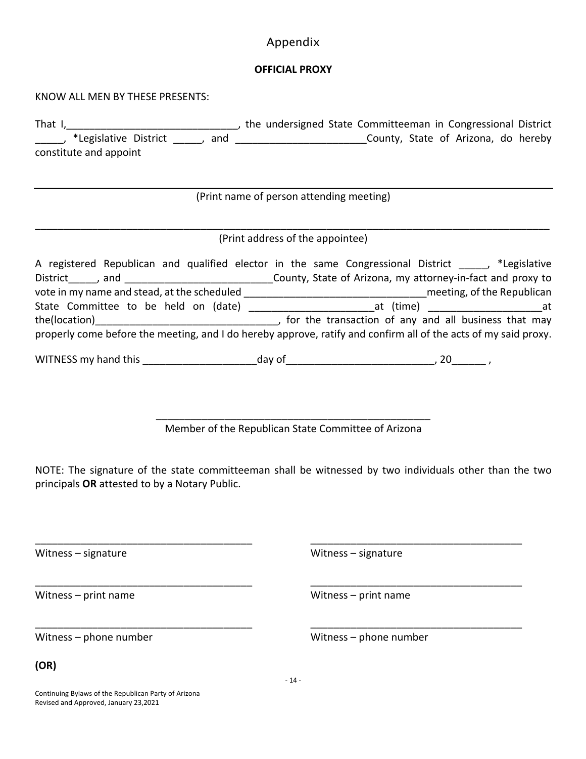# Appendix

**OFFICIAL PROXY**

KNOW ALL MEN BY THESE PRESENTS:

That I,_____________________________, the undersigned State Committeeman in Congressional District _____, *Legislative District _____, and ______________________County, State of Arizona, do hereby constitute and appoint

_____________________________________________________________________________________

(Print name of person attending meeting)

_____________________________________________________________________________________

(Print address of the appointee)

A registered Republican and qualified elector in the same Congressional District _____, *Legislative District_____, and _________________________County, State of Arizona, my attorney-in-fact and proxy to vote in my name and stead, at the scheduled _______________________________meeting, of the Republican State Committee to be held on (date) _____________________at (time) ___________________at the(location)_______________________________, for the transaction of any and all business that may properly come before the meeting, and I do hereby approve, ratify and confirm all of the acts of my said proxy.

WITNESS my hand this ___________________day of_________________________, 20______ ,

_________________________________________________

Member of the Republican State Committee of Arizona

NOTE: The signature of the state committeeman shall be witnessed by two individuals other than the two principals **OR** attested to by a Notary Public.

_____________________________________ _____________________________________

Witness – signature Witness – signature

_____________________________________ _____________________________________

Witness – print name Witness – print name

_____________________________________ _____________________________________

Witness – phone number Witness – phone number

**(OR)**

Continuing Bylaws of the Republican Party of Arizona
Revised and Approved, January 23,2021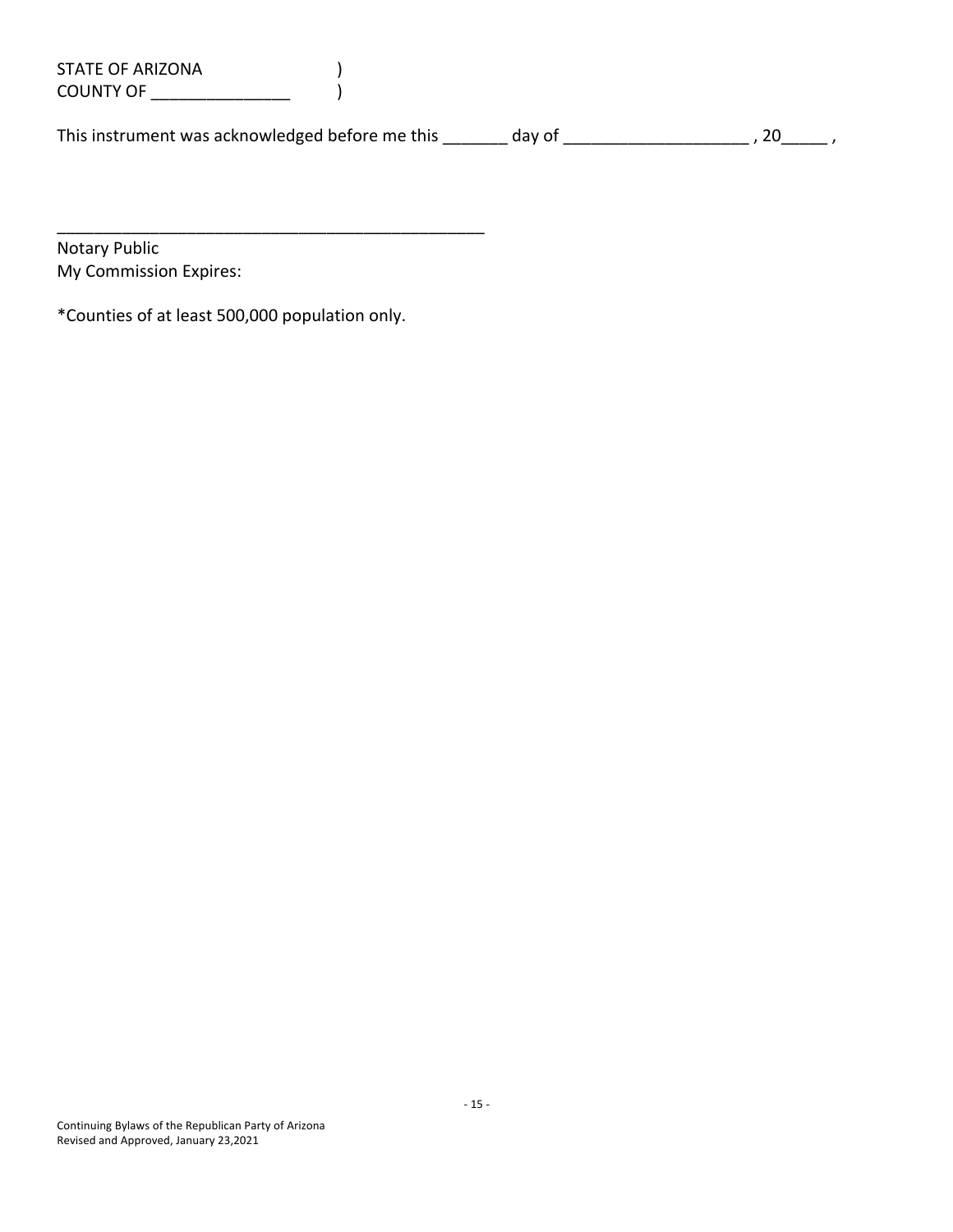STATE OF ARIZONA )
COUNTY OF _______________ )

This instrument was acknowledged before me this _______ day of ____________________ , 20_____ ,

_________________________________________________
Notary Public
My Commission Expires:

*Counties of at least 500,000 population only.